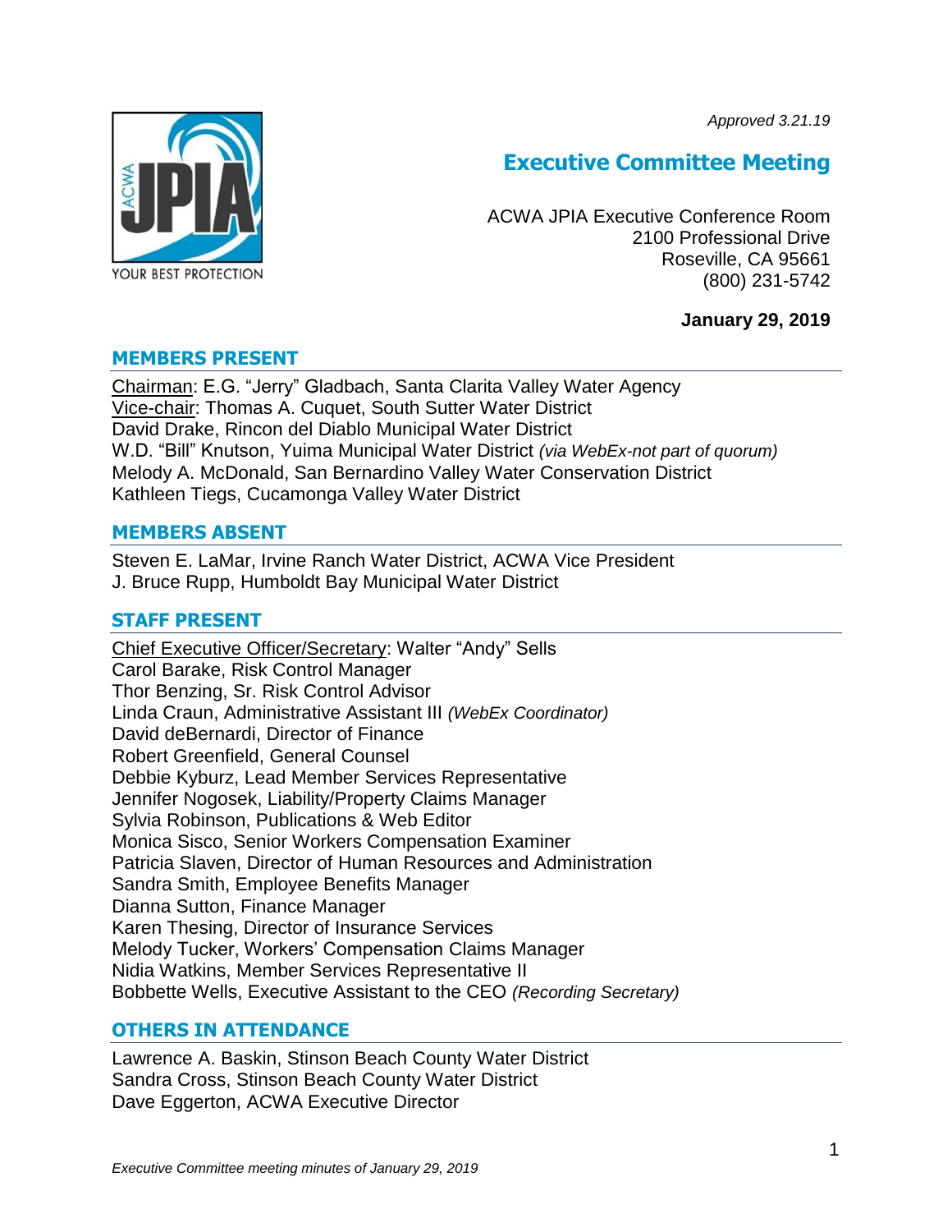*Approved 3.21.19*

# Executive Committee Meeting

ACWA JPIA Executive Conference Room
2100 Professional Drive
Roseville, CA 95661
(800) 231-5742

**January 29, 2019**

## MEMBERS PRESENT

Chairman: E.G. "Jerry" Gladbach, Santa Clarita Valley Water Agency
Vice-chair: Thomas A. Cuquet, South Sutter Water District
David Drake, Rincon del Diablo Municipal Water District
W.D. "Bill" Knutson, Yuima Municipal Water District *(via WebEx-not part of quorum)*
Melody A. McDonald, San Bernardino Valley Water Conservation District
Kathleen Tiegs, Cucamonga Valley Water District

## MEMBERS ABSENT

Steven E. LaMar, Irvine Ranch Water District, ACWA Vice President
J. Bruce Rupp, Humboldt Bay Municipal Water District

## STAFF PRESENT

Chief Executive Officer/Secretary: Walter "Andy" Sells
Carol Barake, Risk Control Manager
Thor Benzing, Sr. Risk Control Advisor
Linda Craun, Administrative Assistant III *(WebEx Coordinator)*
David deBernardi, Director of Finance
Robert Greenfield, General Counsel
Debbie Kyburz, Lead Member Services Representative
Jennifer Nogosek, Liability/Property Claims Manager
Sylvia Robinson, Publications & Web Editor
Monica Sisco, Senior Workers Compensation Examiner
Patricia Slaven, Director of Human Resources and Administration
Sandra Smith, Employee Benefits Manager
Dianna Sutton, Finance Manager
Karen Thesing, Director of Insurance Services
Melody Tucker, Workers' Compensation Claims Manager
Nidia Watkins, Member Services Representative II
Bobbette Wells, Executive Assistant to the CEO *(Recording Secretary)*

## OTHERS IN ATTENDANCE

Lawrence A. Baskin, Stinson Beach County Water District
Sandra Cross, Stinson Beach County Water District
Dave Eggerton, ACWA Executive Director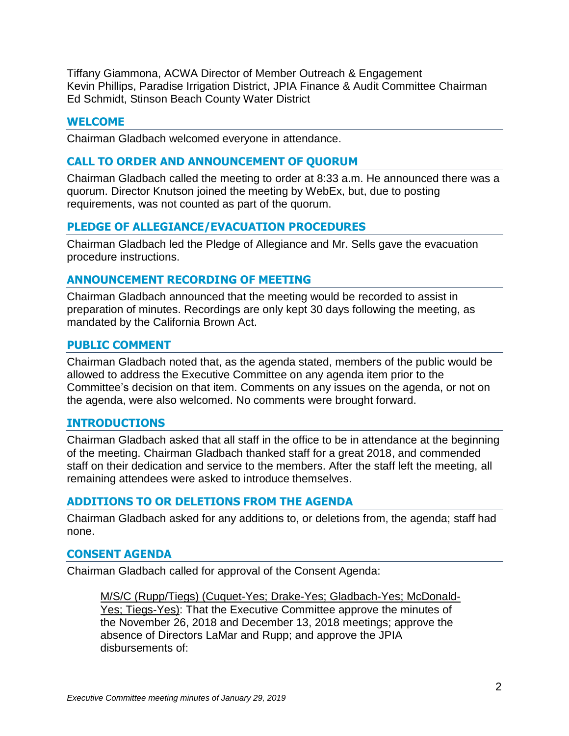Tiffany Giammona, ACWA Director of Member Outreach & Engagement
Kevin Phillips, Paradise Irrigation District, JPIA Finance & Audit Committee Chairman
Ed Schmidt, Stinson Beach County Water District

## WELCOME

Chairman Gladbach welcomed everyone in attendance.

## CALL TO ORDER AND ANNOUNCEMENT OF QUORUM

Chairman Gladbach called the meeting to order at 8:33 a.m. He announced there was a quorum. Director Knutson joined the meeting by WebEx, but, due to posting requirements, was not counted as part of the quorum.

## PLEDGE OF ALLEGIANCE/EVACUATION PROCEDURES

Chairman Gladbach led the Pledge of Allegiance and Mr. Sells gave the evacuation procedure instructions.

## ANNOUNCEMENT RECORDING OF MEETING

Chairman Gladbach announced that the meeting would be recorded to assist in preparation of minutes. Recordings are only kept 30 days following the meeting, as mandated by the California Brown Act.

## PUBLIC COMMENT

Chairman Gladbach noted that, as the agenda stated, members of the public would be allowed to address the Executive Committee on any agenda item prior to the Committee's decision on that item. Comments on any issues on the agenda, or not on the agenda, were also welcomed. No comments were brought forward.

## INTRODUCTIONS

Chairman Gladbach asked that all staff in the office to be in attendance at the beginning of the meeting. Chairman Gladbach thanked staff for a great 2018, and commended staff on their dedication and service to the members. After the staff left the meeting, all remaining attendees were asked to introduce themselves.

## ADDITIONS TO OR DELETIONS FROM THE AGENDA

Chairman Gladbach asked for any additions to, or deletions from, the agenda; staff had none.

## CONSENT AGENDA

Chairman Gladbach called for approval of the Consent Agenda:

> M/S/C (Rupp/Tiegs) (Cuquet-Yes; Drake-Yes; Gladbach-Yes; McDonald-Yes; Tiegs-Yes): That the Executive Committee approve the minutes of the November 26, 2018 and December 13, 2018 meetings; approve the absence of Directors LaMar and Rupp; and approve the JPIA disbursements of: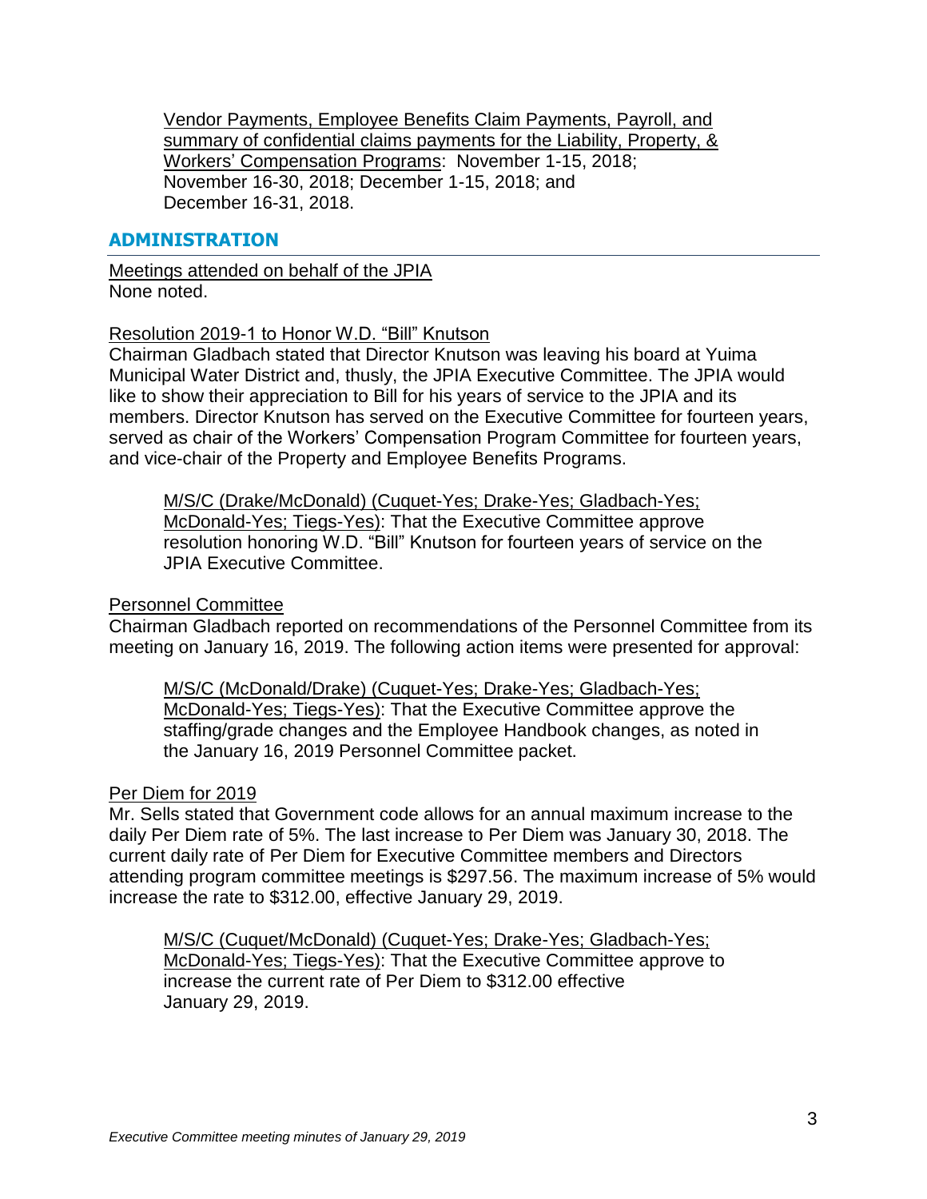Vendor Payments, Employee Benefits Claim Payments, Payroll, and summary of confidential claims payments for the Liability, Property, & Workers' Compensation Programs: November 1-15, 2018; November 16-30, 2018; December 1-15, 2018; and December 16-31, 2018.

## ADMINISTRATION

Meetings attended on behalf of the JPIA
None noted.

Resolution 2019-1 to Honor W.D. "Bill" Knutson
Chairman Gladbach stated that Director Knutson was leaving his board at Yuima Municipal Water District and, thusly, the JPIA Executive Committee. The JPIA would like to show their appreciation to Bill for his years of service to the JPIA and its members. Director Knutson has served on the Executive Committee for fourteen years, served as chair of the Workers' Compensation Program Committee for fourteen years, and vice-chair of the Property and Employee Benefits Programs.

> M/S/C (Drake/McDonald) (Cuquet-Yes; Drake-Yes; Gladbach-Yes; McDonald-Yes; Tiegs-Yes): That the Executive Committee approve resolution honoring W.D. "Bill" Knutson for fourteen years of service on the JPIA Executive Committee.

Personnel Committee
Chairman Gladbach reported on recommendations of the Personnel Committee from its meeting on January 16, 2019. The following action items were presented for approval:

> M/S/C (McDonald/Drake) (Cuquet-Yes; Drake-Yes; Gladbach-Yes; McDonald-Yes; Tiegs-Yes): That the Executive Committee approve the staffing/grade changes and the Employee Handbook changes, as noted in the January 16, 2019 Personnel Committee packet.

Per Diem for 2019
Mr. Sells stated that Government code allows for an annual maximum increase to the daily Per Diem rate of 5%. The last increase to Per Diem was January 30, 2018. The current daily rate of Per Diem for Executive Committee members and Directors attending program committee meetings is $297.56. The maximum increase of 5% would increase the rate to $312.00, effective January 29, 2019.

> M/S/C (Cuquet/McDonald) (Cuquet-Yes; Drake-Yes; Gladbach-Yes; McDonald-Yes; Tiegs-Yes): That the Executive Committee approve to increase the current rate of Per Diem to $312.00 effective January 29, 2019.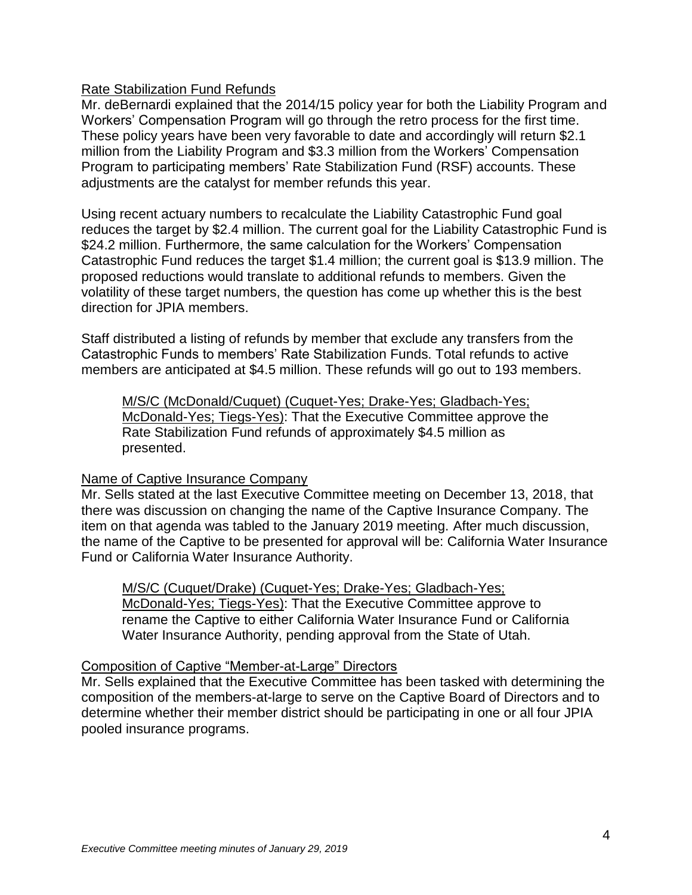Rate Stabilization Fund Refunds

Mr. deBernardi explained that the 2014/15 policy year for both the Liability Program and Workers' Compensation Program will go through the retro process for the first time. These policy years have been very favorable to date and accordingly will return $2.1 million from the Liability Program and $3.3 million from the Workers' Compensation Program to participating members' Rate Stabilization Fund (RSF) accounts. These adjustments are the catalyst for member refunds this year.

Using recent actuary numbers to recalculate the Liability Catastrophic Fund goal reduces the target by $2.4 million. The current goal for the Liability Catastrophic Fund is $24.2 million. Furthermore, the same calculation for the Workers' Compensation Catastrophic Fund reduces the target $1.4 million; the current goal is $13.9 million. The proposed reductions would translate to additional refunds to members. Given the volatility of these target numbers, the question has come up whether this is the best direction for JPIA members.

Staff distributed a listing of refunds by member that exclude any transfers from the Catastrophic Funds to members' Rate Stabilization Funds. Total refunds to active members are anticipated at $4.5 million. These refunds will go out to 193 members.

> M/S/C (McDonald/Cuquet) (Cuquet-Yes; Drake-Yes; Gladbach-Yes; McDonald-Yes; Tiegs-Yes): That the Executive Committee approve the Rate Stabilization Fund refunds of approximately $4.5 million as presented.

Name of Captive Insurance Company

Mr. Sells stated at the last Executive Committee meeting on December 13, 2018, that there was discussion on changing the name of the Captive Insurance Company. The item on that agenda was tabled to the January 2019 meeting. After much discussion, the name of the Captive to be presented for approval will be: California Water Insurance Fund or California Water Insurance Authority.

> M/S/C (Cuquet/Drake) (Cuquet-Yes; Drake-Yes; Gladbach-Yes; McDonald-Yes; Tiegs-Yes): That the Executive Committee approve to rename the Captive to either California Water Insurance Fund or California Water Insurance Authority, pending approval from the State of Utah.

Composition of Captive "Member-at-Large" Directors

Mr. Sells explained that the Executive Committee has been tasked with determining the composition of the members-at-large to serve on the Captive Board of Directors and to determine whether their member district should be participating in one or all four JPIA pooled insurance programs.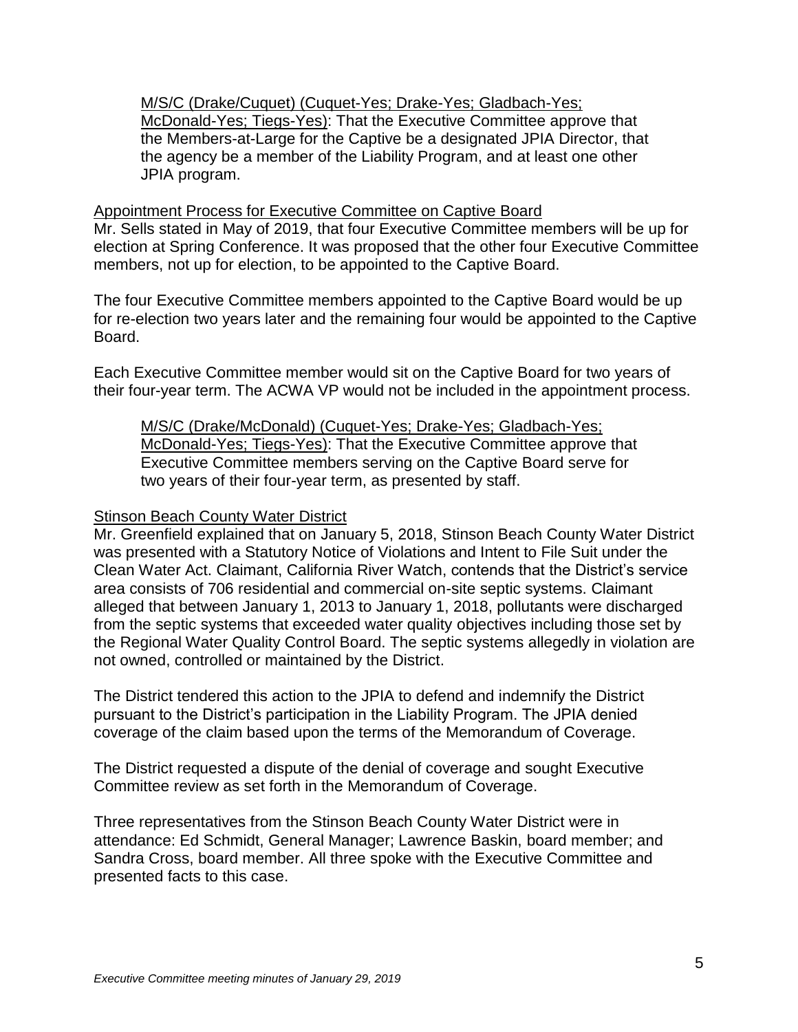M/S/C (Drake/Cuquet) (Cuquet-Yes; Drake-Yes; Gladbach-Yes; McDonald-Yes; Tiegs-Yes): That the Executive Committee approve that the Members-at-Large for the Captive be a designated JPIA Director, that the agency be a member of the Liability Program, and at least one other JPIA program.

Appointment Process for Executive Committee on Captive Board

Mr. Sells stated in May of 2019, that four Executive Committee members will be up for election at Spring Conference. It was proposed that the other four Executive Committee members, not up for election, to be appointed to the Captive Board.

The four Executive Committee members appointed to the Captive Board would be up for re-election two years later and the remaining four would be appointed to the Captive Board.

Each Executive Committee member would sit on the Captive Board for two years of their four-year term. The ACWA VP would not be included in the appointment process.

M/S/C (Drake/McDonald) (Cuquet-Yes; Drake-Yes; Gladbach-Yes; McDonald-Yes; Tiegs-Yes): That the Executive Committee approve that Executive Committee members serving on the Captive Board serve for two years of their four-year term, as presented by staff.

Stinson Beach County Water District

Mr. Greenfield explained that on January 5, 2018, Stinson Beach County Water District was presented with a Statutory Notice of Violations and Intent to File Suit under the Clean Water Act. Claimant, California River Watch, contends that the District's service area consists of 706 residential and commercial on-site septic systems. Claimant alleged that between January 1, 2013 to January 1, 2018, pollutants were discharged from the septic systems that exceeded water quality objectives including those set by the Regional Water Quality Control Board. The septic systems allegedly in violation are not owned, controlled or maintained by the District.

The District tendered this action to the JPIA to defend and indemnify the District pursuant to the District's participation in the Liability Program. The JPIA denied coverage of the claim based upon the terms of the Memorandum of Coverage.

The District requested a dispute of the denial of coverage and sought Executive Committee review as set forth in the Memorandum of Coverage.

Three representatives from the Stinson Beach County Water District were in attendance: Ed Schmidt, General Manager; Lawrence Baskin, board member; and Sandra Cross, board member. All three spoke with the Executive Committee and presented facts to this case.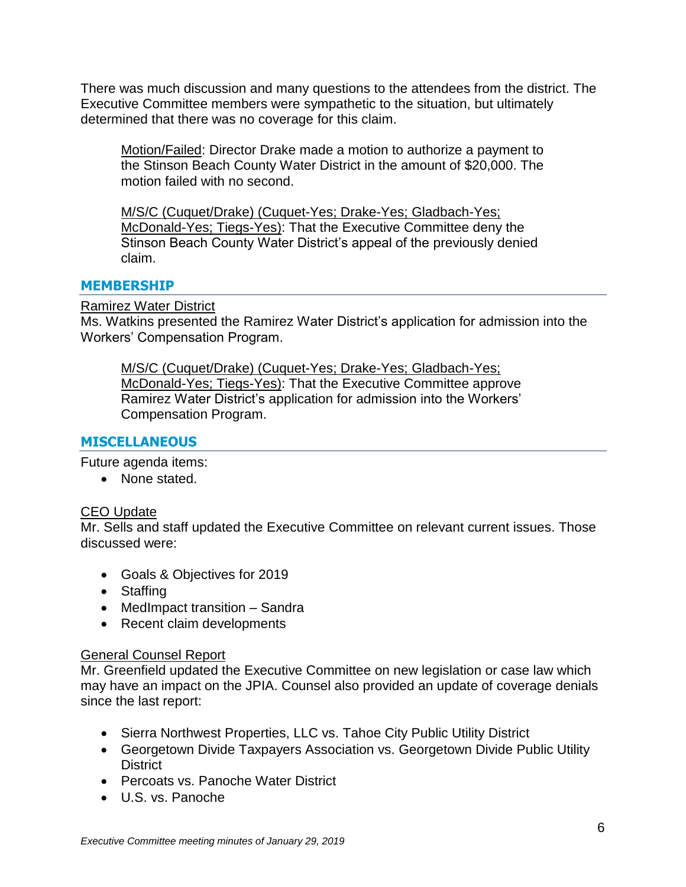There was much discussion and many questions to the attendees from the district. The Executive Committee members were sympathetic to the situation, but ultimately determined that there was no coverage for this claim.

> Motion/Failed: Director Drake made a motion to authorize a payment to the Stinson Beach County Water District in the amount of $20,000. The motion failed with no second.
>
> M/S/C (Cuquet/Drake) (Cuquet-Yes; Drake-Yes; Gladbach-Yes; McDonald-Yes; Tiegs-Yes): That the Executive Committee deny the Stinson Beach County Water District's appeal of the previously denied claim.

## MEMBERSHIP

Ramirez Water District

Ms. Watkins presented the Ramirez Water District's application for admission into the Workers' Compensation Program.

> M/S/C (Cuquet/Drake) (Cuquet-Yes; Drake-Yes; Gladbach-Yes; McDonald-Yes; Tiegs-Yes): That the Executive Committee approve Ramirez Water District's application for admission into the Workers' Compensation Program.

## MISCELLANEOUS

Future agenda items:

- None stated.

CEO Update

Mr. Sells and staff updated the Executive Committee on relevant current issues. Those discussed were:

- Goals & Objectives for 2019
- Staffing
- MedImpact transition – Sandra
- Recent claim developments

General Counsel Report

Mr. Greenfield updated the Executive Committee on new legislation or case law which may have an impact on the JPIA. Counsel also provided an update of coverage denials since the last report:

- Sierra Northwest Properties, LLC vs. Tahoe City Public Utility District
- Georgetown Divide Taxpayers Association vs. Georgetown Divide Public Utility District
- Percoats vs. Panoche Water District
- U.S. vs. Panoche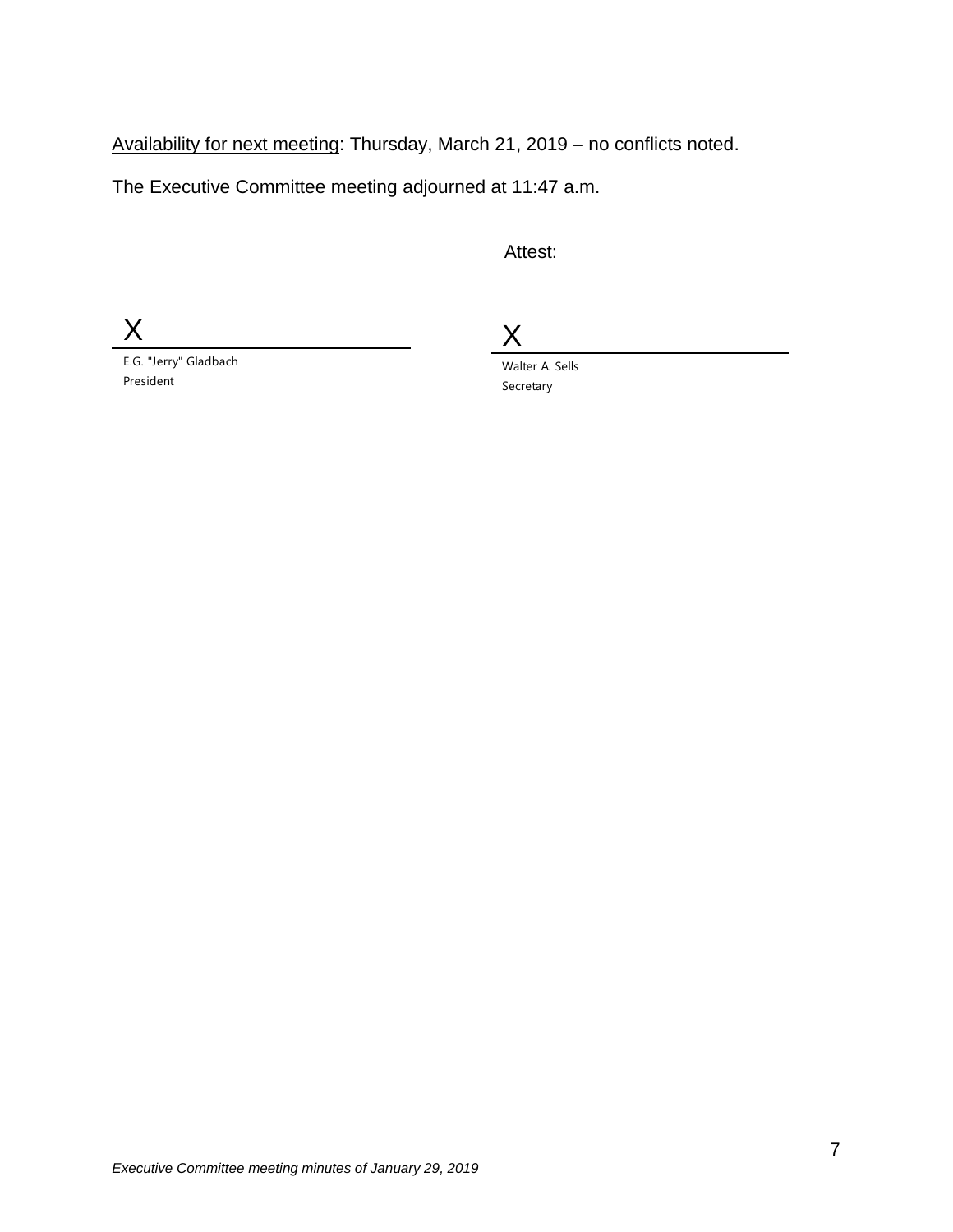<u>Availability for next meeting</u>: Thursday, March 21, 2019 – no conflicts noted.

The Executive Committee meeting adjourned at 11:47 a.m.

Attest:

X ______________________________

E.G. "Jerry" Gladbach
President

X ______________________________

Walter A. Sells
Secretary